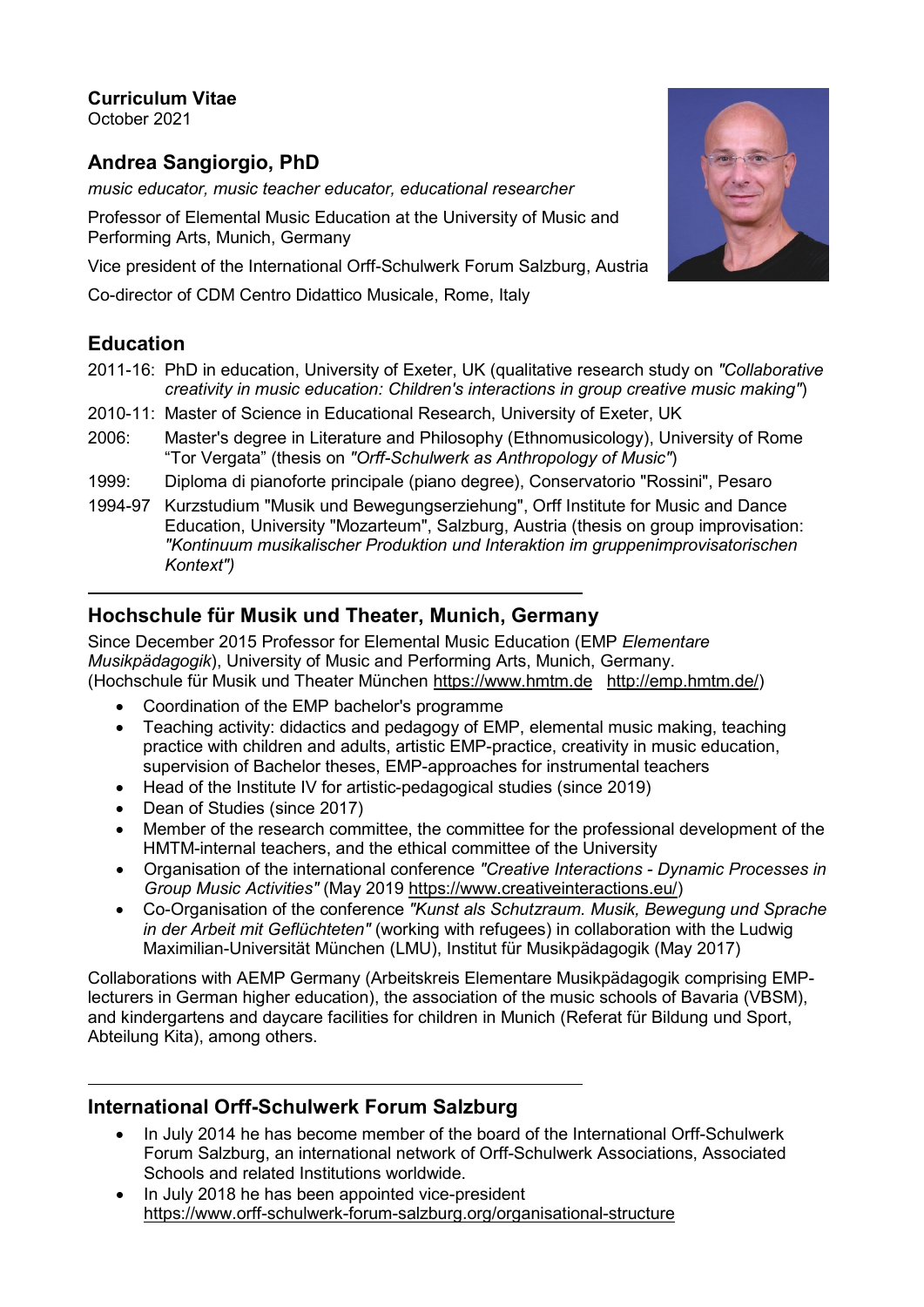**Curriculum Vitae**
October 2021

# Andrea Sangiorgio, PhD

*music educator, music teacher educator, educational researcher*

Professor of Elemental Music Education at the University of Music and Performing Arts, Munich, Germany

Vice president of the International Orff-Schulwerk Forum Salzburg, Austria

Co-director of CDM Centro Didattico Musicale, Rome, Italy

## Education

- 2011-16: PhD in education, University of Exeter, UK (qualitative research study on *"Collaborative creativity in music education: Children's interactions in group creative music making"*)
- 2010-11: Master of Science in Educational Research, University of Exeter, UK
- 2006: Master's degree in Literature and Philosophy (Ethnomusicology), University of Rome "Tor Vergata" (thesis on *"Orff-Schulwerk as Anthropology of Music"*)
- 1999: Diploma di pianoforte principale (piano degree), Conservatorio "Rossini", Pesaro
- 1994-97 Kurzstudium "Musik und Bewegungserziehung", Orff Institute for Music and Dance Education, University "Mozarteum", Salzburg, Austria (thesis on group improvisation: *"Kontinuum musikalischer Produktion und Interaktion im gruppenimprovisatorischen Kontext")*

---

## Hochschule für Musik und Theater, Munich, Germany

Since December 2015 Professor for Elemental Music Education (EMP *Elementare Musikpädagogik*), University of Music and Performing Arts, Munich, Germany. (Hochschule für Musik und Theater München https://www.hmtm.de http://emp.hmtm.de/)

- Coordination of the EMP bachelor's programme
- Teaching activity: didactics and pedagogy of EMP, elemental music making, teaching practice with children and adults, artistic EMP-practice, creativity in music education, supervision of Bachelor theses, EMP-approaches for instrumental teachers
- Head of the Institute IV for artistic-pedagogical studies (since 2019)
- Dean of Studies (since 2017)
- Member of the research committee, the committee for the professional development of the HMTM-internal teachers, and the ethical committee of the University
- Organisation of the international conference *"Creative Interactions - Dynamic Processes in Group Music Activities"* (May 2019 https://www.creativeinteractions.eu/)
- Co-Organisation of the conference *"Kunst als Schutzraum. Musik, Bewegung und Sprache in der Arbeit mit Geflüchteten"* (working with refugees) in collaboration with the Ludwig Maximilian-Universität München (LMU), Institut für Musikpädagogik (May 2017)

Collaborations with AEMP Germany (Arbeitskreis Elementare Musikpädagogik comprising EMP-lecturers in German higher education), the association of the music schools of Bavaria (VBSM), and kindergartens and daycare facilities for children in Munich (Referat für Bildung und Sport, Abteilung Kita), among others.

---

## International Orff-Schulwerk Forum Salzburg

- In July 2014 he has become member of the board of the International Orff-Schulwerk Forum Salzburg, an international network of Orff-Schulwerk Associations, Associated Schools and related Institutions worldwide.
- In July 2018 he has been appointed vice-president https://www.orff-schulwerk-forum-salzburg.org/organisational-structure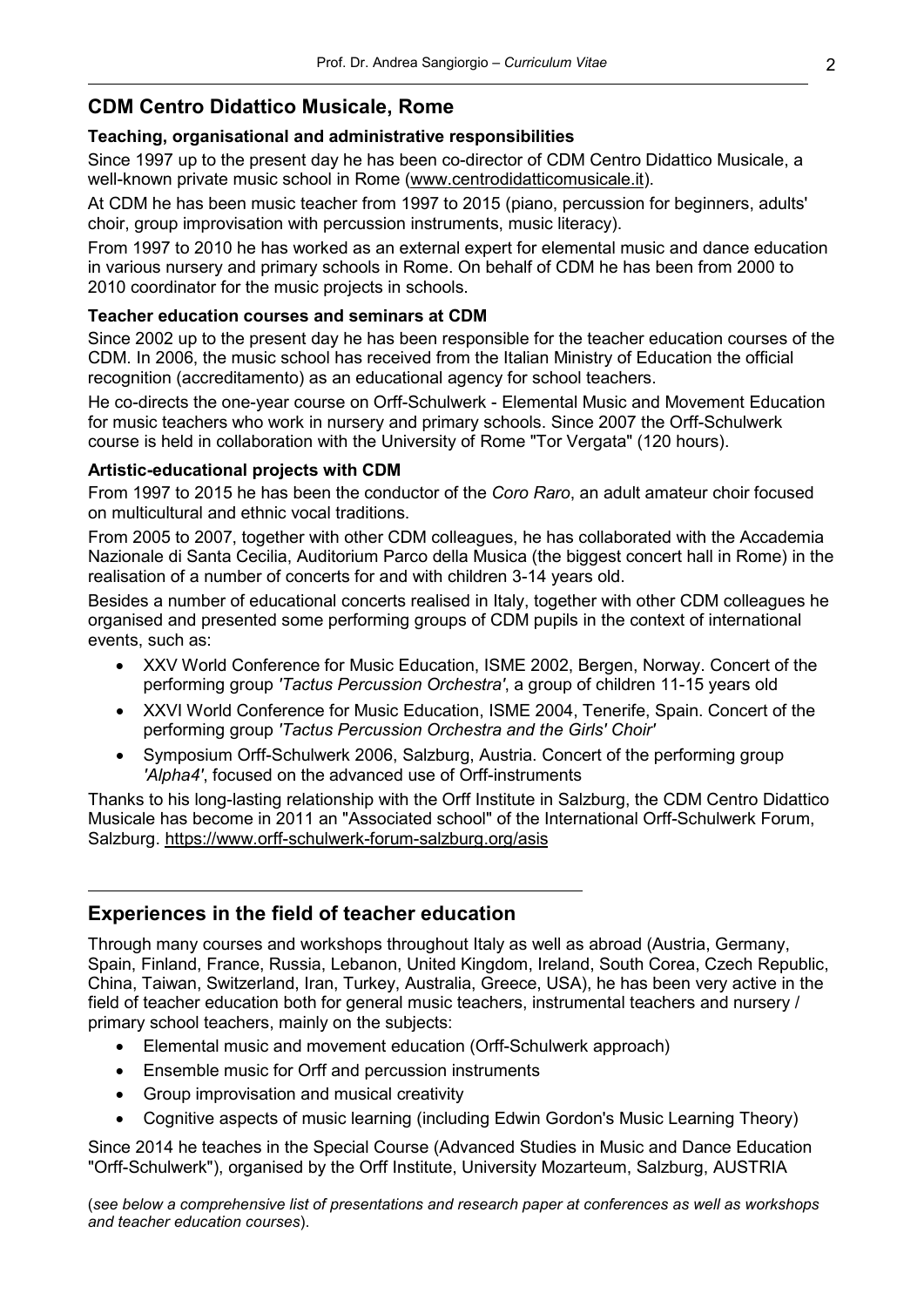## CDM Centro Didattico Musicale, Rome

### Teaching, organisational and administrative responsibilities

Since 1997 up to the present day he has been co-director of CDM Centro Didattico Musicale, a well-known private music school in Rome (www.centrodidatticomusicale.it).

At CDM he has been music teacher from 1997 to 2015 (piano, percussion for beginners, adults' choir, group improvisation with percussion instruments, music literacy).

From 1997 to 2010 he has worked as an external expert for elemental music and dance education in various nursery and primary schools in Rome. On behalf of CDM he has been from 2000 to 2010 coordinator for the music projects in schools.

### Teacher education courses and seminars at CDM

Since 2002 up to the present day he has been responsible for the teacher education courses of the CDM. In 2006, the music school has received from the Italian Ministry of Education the official recognition (accreditamento) as an educational agency for school teachers.

He co-directs the one-year course on Orff-Schulwerk - Elemental Music and Movement Education for music teachers who work in nursery and primary schools. Since 2007 the Orff-Schulwerk course is held in collaboration with the University of Rome "Tor Vergata" (120 hours).

### Artistic-educational projects with CDM

From 1997 to 2015 he has been the conductor of the *Coro Raro*, an adult amateur choir focused on multicultural and ethnic vocal traditions.

From 2005 to 2007, together with other CDM colleagues, he has collaborated with the Accademia Nazionale di Santa Cecilia, Auditorium Parco della Musica (the biggest concert hall in Rome) in the realisation of a number of concerts for and with children 3-14 years old.

Besides a number of educational concerts realised in Italy, together with other CDM colleagues he organised and presented some performing groups of CDM pupils in the context of international events, such as:

- XXV World Conference for Music Education, ISME 2002, Bergen, Norway. Concert of the performing group *'Tactus Percussion Orchestra'*, a group of children 11-15 years old
- XXVI World Conference for Music Education, ISME 2004, Tenerife, Spain. Concert of the performing group *'Tactus Percussion Orchestra and the Girls' Choir'*
- Symposium Orff-Schulwerk 2006, Salzburg, Austria. Concert of the performing group *'Alpha4'*, focused on the advanced use of Orff-instruments

Thanks to his long-lasting relationship with the Orff Institute in Salzburg, the CDM Centro Didattico Musicale has become in 2011 an "Associated school" of the International Orff-Schulwerk Forum, Salzburg. https://www.orff-schulwerk-forum-salzburg.org/asis

## Experiences in the field of teacher education

Through many courses and workshops throughout Italy as well as abroad (Austria, Germany, Spain, Finland, France, Russia, Lebanon, United Kingdom, Ireland, South Corea, Czech Republic, China, Taiwan, Switzerland, Iran, Turkey, Australia, Greece, USA), he has been very active in the field of teacher education both for general music teachers, instrumental teachers and nursery / primary school teachers, mainly on the subjects:

- Elemental music and movement education (Orff-Schulwerk approach)
- Ensemble music for Orff and percussion instruments
- Group improvisation and musical creativity
- Cognitive aspects of music learning (including Edwin Gordon's Music Learning Theory)

Since 2014 he teaches in the Special Course (Advanced Studies in Music and Dance Education "Orff-Schulwerk"), organised by the Orff Institute, University Mozarteum, Salzburg, AUSTRIA

(*see below a comprehensive list of presentations and research paper at conferences as well as workshops and teacher education courses*).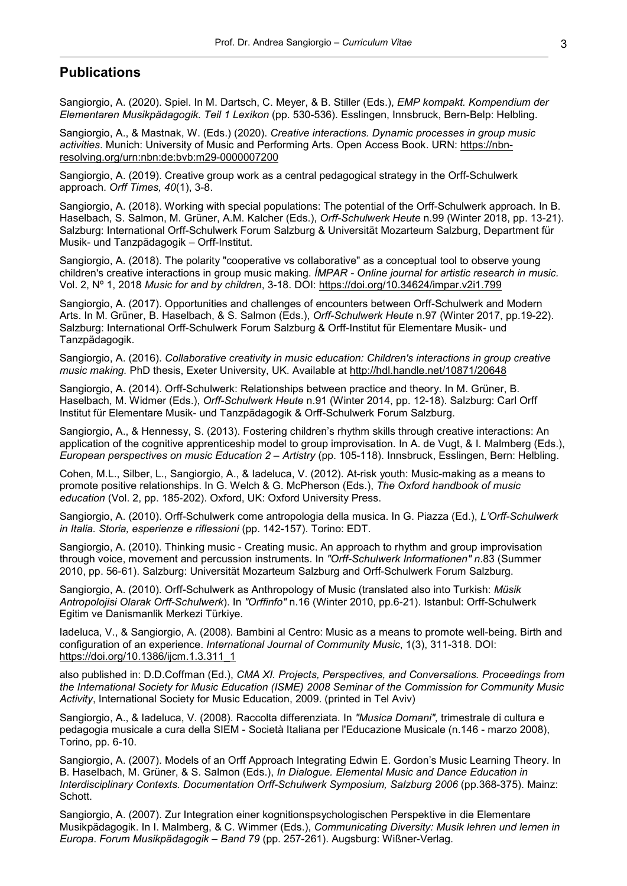## Publications

Sangiorgio, A. (2020). Spiel. In M. Dartsch, C. Meyer, & B. Stiller (Eds.), *EMP kompakt. Kompendium der Elementaren Musikpädagogik. Teil 1 Lexikon* (pp. 530-536). Esslingen, Innsbruck, Bern-Belp: Helbling.

Sangiorgio, A., & Mastnak, W. (Eds.) (2020). *Creative interactions. Dynamic processes in group music activities*. Munich: University of Music and Performing Arts. Open Access Book. URN: https://nbn-resolving.org/urn:nbn:de:bvb:m29-0000007200

Sangiorgio, A. (2019). Creative group work as a central pedagogical strategy in the Orff-Schulwerk approach. *Orff Times, 40*(1), 3-8.

Sangiorgio, A. (2018). Working with special populations: The potential of the Orff-Schulwerk approach. In B. Haselbach, S. Salmon, M. Grüner, A.M. Kalcher (Eds.), *Orff-Schulwerk Heute* n.99 (Winter 2018, pp. 13-21). Salzburg: International Orff-Schulwerk Forum Salzburg & Universität Mozarteum Salzburg, Department für Musik- und Tanzpädagogik – Orff-Institut.

Sangiorgio, A. (2018). The polarity "cooperative vs collaborative" as a conceptual tool to observe young children's creative interactions in group music making. *ÍMPAR - Online journal for artistic research in music.* Vol. 2, Nº 1, 2018 *Music for and by children*, 3-18. DOI: https://doi.org/10.34624/impar.v2i1.799

Sangiorgio, A. (2017). Opportunities and challenges of encounters between Orff-Schulwerk and Modern Arts. In M. Grüner, B. Haselbach, & S. Salmon (Eds.), *Orff-Schulwerk Heute* n.97 (Winter 2017, pp.19-22). Salzburg: International Orff-Schulwerk Forum Salzburg & Orff-Institut für Elementare Musik- und Tanzpädagogik.

Sangiorgio, A. (2016). *Collaborative creativity in music education: Children's interactions in group creative music making.* PhD thesis, Exeter University, UK. Available at http://hdl.handle.net/10871/20648

Sangiorgio, A. (2014). Orff-Schulwerk: Relationships between practice and theory. In M. Grüner, B. Haselbach, M. Widmer (Eds.), *Orff-Schulwerk Heute* n.91 (Winter 2014, pp. 12-18). Salzburg: Carl Orff Institut für Elementare Musik- und Tanzpädagogik & Orff-Schulwerk Forum Salzburg.

Sangiorgio, A., & Hennessy, S. (2013). Fostering children's rhythm skills through creative interactions: An application of the cognitive apprenticeship model to group improvisation. In A. de Vugt, & I. Malmberg (Eds.), *European perspectives on music Education 2 – Artistry* (pp. 105-118). Innsbruck, Esslingen, Bern: Helbling.

Cohen, M.L., Silber, L., Sangiorgio, A., & Iadeluca, V. (2012). At-risk youth: Music-making as a means to promote positive relationships. In G. Welch & G. McPherson (Eds.), *The Oxford handbook of music education* (Vol. 2, pp. 185-202). Oxford, UK: Oxford University Press.

Sangiorgio, A. (2010). Orff-Schulwerk come antropologia della musica. In G. Piazza (Ed.), *L'Orff-Schulwerk in Italia. Storia, esperienze e riflessioni* (pp. 142-157). Torino: EDT.

Sangiorgio, A. (2010). Thinking music - Creating music. An approach to rhythm and group improvisation through voice, movement and percussion instruments. In *"Orff-Schulwerk Informationen" n*.83 (Summer 2010, pp. 56-61). Salzburg: Universität Mozarteum Salzburg and Orff-Schulwerk Forum Salzburg.

Sangiorgio, A. (2010). Orff-Schulwerk as Anthropology of Music (translated also into Turkish: *Müsik Antropolojisi Olarak Orff-Schulwerk*). In *"Orffinfo"* n.16 (Winter 2010, pp.6-21). Istanbul: Orff-Schulwerk Egitim ve Danismanlik Merkezi Türkiye.

Iadeluca, V., & Sangiorgio, A. (2008). Bambini al Centro: Music as a means to promote well-being. Birth and configuration of an experience. *International Journal of Community Music*, 1(3), 311-318. DOI: https://doi.org/10.1386/ijcm.1.3.311_1

also published in: D.D.Coffman (Ed.), *CMA XI. Projects, Perspectives, and Conversations. Proceedings from the International Society for Music Education (ISME) 2008 Seminar of the Commission for Community Music Activity*, International Society for Music Education, 2009. (printed in Tel Aviv)

Sangiorgio, A., & Iadeluca, V. (2008). Raccolta differenziata. In *"Musica Domani",* trimestrale di cultura e pedagogia musicale a cura della SIEM - Società Italiana per l'Educazione Musicale (n.146 - marzo 2008), Torino, pp. 6-10.

Sangiorgio, A. (2007). Models of an Orff Approach Integrating Edwin E. Gordon's Music Learning Theory. In B. Haselbach, M. Grüner, & S. Salmon (Eds.), *In Dialogue. Elemental Music and Dance Education in Interdisciplinary Contexts. Documentation Orff-Schulwerk Symposium, Salzburg 2006* (pp.368-375). Mainz: Schott.

Sangiorgio, A. (2007). Zur Integration einer kognitionspsychologischen Perspektive in die Elementare Musikpädagogik. In I. Malmberg, & C. Wimmer (Eds.), *Communicating Diversity: Musik lehren und lernen in Europa*. *Forum Musikpädagogik – Band 79* (pp. 257-261). Augsburg: Wißner-Verlag.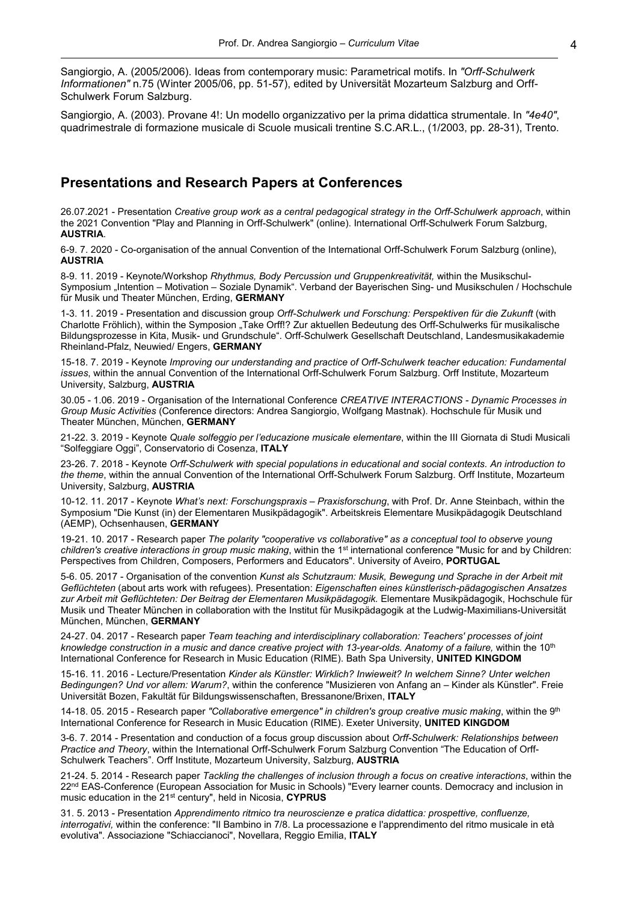Sangiorgio, A. (2005/2006). Ideas from contemporary music: Parametrical motifs. In *"Orff-Schulwerk Informationen"* n.75 (Winter 2005/06, pp. 51-57), edited by Universität Mozarteum Salzburg and Orff-Schulwerk Forum Salzburg.

Sangiorgio, A. (2003). Provane 4!: Un modello organizzativo per la prima didattica strumentale. In *"4e40"*, quadrimestrale di formazione musicale di Scuole musicali trentine S.C.AR.L., (1/2003, pp. 28-31), Trento.

## Presentations and Research Papers at Conferences

26.07.2021 - Presentation *Creative group work as a central pedagogical strategy in the Orff-Schulwerk approach*, within the 2021 Convention "Play and Planning in Orff-Schulwerk" (online). International Orff-Schulwerk Forum Salzburg, **AUSTRIA**.

6-9. 7. 2020 - Co-organisation of the annual Convention of the International Orff-Schulwerk Forum Salzburg (online), **AUSTRIA**

8-9. 11. 2019 - Keynote/Workshop *Rhythmus, Body Percussion und Gruppenkreativität,* within the Musikschul-Symposium „Intention – Motivation – Soziale Dynamik". Verband der Bayerischen Sing- und Musikschulen / Hochschule für Musik und Theater München, Erding, **GERMANY**

1-3. 11. 2019 - Presentation and discussion group *Orff-Schulwerk und Forschung: Perspektiven für die Zukunft* (with Charlotte Fröhlich), within the Symposion „Take Orff!? Zur aktuellen Bedeutung des Orff-Schulwerks für musikalische Bildungsprozesse in Kita, Musik- und Grundschule". Orff-Schulwerk Gesellschaft Deutschland, Landesmusikakademie Rheinland-Pfalz, Neuwied/ Engers, **GERMANY**

15-18. 7. 2019 - Keynote *Improving our understanding and practice of Orff-Schulwerk teacher education: Fundamental issues*, within the annual Convention of the International Orff-Schulwerk Forum Salzburg. Orff Institute, Mozarteum University, Salzburg, **AUSTRIA**

30.05 - 1.06. 2019 - Organisation of the International Conference *CREATIVE INTERACTIONS - Dynamic Processes in Group Music Activities* (Conference directors: Andrea Sangiorgio, Wolfgang Mastnak). Hochschule für Musik und Theater München, München, **GERMANY**

21-22. 3. 2019 - Keynote *Quale solfeggio per l'educazione musicale elementare*, within the III Giornata di Studi Musicali "Solfeggiare Oggi", Conservatorio di Cosenza, **ITALY**

23-26. 7. 2018 - Keynote *Orff-Schulwerk with special populations in educational and social contexts. An introduction to the theme*, within the annual Convention of the International Orff-Schulwerk Forum Salzburg. Orff Institute, Mozarteum University, Salzburg, **AUSTRIA**

10-12. 11. 2017 - Keynote *What's next: Forschungspraxis – Praxisforschung*, with Prof. Dr. Anne Steinbach, within the Symposium "Die Kunst (in) der Elementaren Musikpädagogik". Arbeitskreis Elementare Musikpädagogik Deutschland (AEMP), Ochsenhausen, **GERMANY**

19-21. 10. 2017 - Research paper *The polarity "cooperative vs collaborative" as a conceptual tool to observe young children's creative interactions in group music making*, within the 1st international conference "Music for and by Children: Perspectives from Children, Composers, Performers and Educators". University of Aveiro, **PORTUGAL**

5-6. 05. 2017 - Organisation of the convention *Kunst als Schutzraum: Musik, Bewegung und Sprache in der Arbeit mit Geflüchteten* (about arts work with refugees). Presentation: *Eigenschaften eines künstlerisch-pädagogischen Ansatzes zur Arbeit mit Geflüchteten: Der Beitrag der Elementaren Musikpädagogik.* Elementare Musikpädagogik, Hochschule für Musik und Theater München in collaboration with the Institut für Musikpädagogik at the Ludwig-Maximilians-Universität München, München, **GERMANY**

24-27. 04. 2017 - Research paper *Team teaching and interdisciplinary collaboration: Teachers' processes of joint knowledge construction in a music and dance creative project with 13-year-olds. Anatomy of a failure,* within the 10th International Conference for Research in Music Education (RIME). Bath Spa University, **UNITED KINGDOM**

15-16. 11. 2016 - Lecture/Presentation *Kinder als Künstler: Wirklich? Inwieweit? In welchem Sinne? Unter welchen Bedingungen? Und vor allem: Warum?*, within the conference "Musizieren von Anfang an – Kinder als Künstler". Freie Universität Bozen, Fakultät für Bildungswissenschaften, Bressanone/Brixen, **ITALY**

14-18. 05. 2015 - Research paper *"Collaborative emergence" in children's group creative music making*, within the 9th International Conference for Research in Music Education (RIME). Exeter University, **UNITED KINGDOM**

3-6. 7. 2014 - Presentation and conduction of a focus group discussion about *Orff-Schulwerk: Relationships between Practice and Theory*, within the International Orff-Schulwerk Forum Salzburg Convention "The Education of Orff-Schulwerk Teachers". Orff Institute, Mozarteum University, Salzburg, **AUSTRIA**

21-24. 5. 2014 - Research paper *Tackling the challenges of inclusion through a focus on creative interactions*, within the 22nd EAS-Conference (European Association for Music in Schools) "Every learner counts. Democracy and inclusion in music education in the 21st century", held in Nicosia, **CYPRUS**

31. 5. 2013 - Presentation *Apprendimento ritmico tra neuroscienze e pratica didattica: prospettive, confluenze, interrogativi,* within the conference: "Il Bambino in 7/8. La processazione e l'apprendimento del ritmo musicale in età evolutiva". Associazione "Schiaccianoci", Novellara, Reggio Emilia, **ITALY**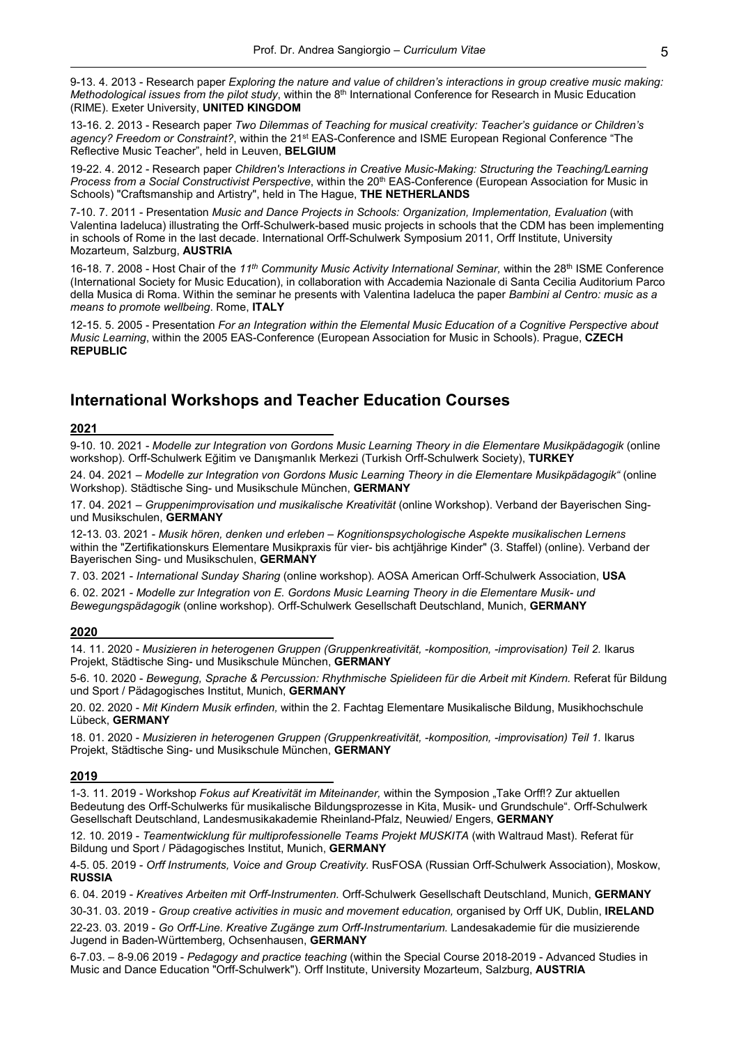9-13. 4. 2013 - Research paper *Exploring the nature and value of children's interactions in group creative music making: Methodological issues from the pilot study*, within the 8th International Conference for Research in Music Education (RIME). Exeter University, **UNITED KINGDOM**

13-16. 2. 2013 - Research paper *Two Dilemmas of Teaching for musical creativity: Teacher's guidance or Children's agency? Freedom or Constraint?*, within the 21st EAS-Conference and ISME European Regional Conference "The Reflective Music Teacher", held in Leuven, **BELGIUM**

19-22. 4. 2012 - Research paper *Children's Interactions in Creative Music-Making: Structuring the Teaching/Learning Process from a Social Constructivist Perspective*, within the 20th EAS-Conference (European Association for Music in Schools) "Craftsmanship and Artistry", held in The Hague, **THE NETHERLANDS**

7-10. 7. 2011 - Presentation *Music and Dance Projects in Schools: Organization, Implementation, Evaluation* (with Valentina Iadeluca) illustrating the Orff-Schulwerk-based music projects in schools that the CDM has been implementing in schools of Rome in the last decade. International Orff-Schulwerk Symposium 2011, Orff Institute, University Mozarteum, Salzburg, **AUSTRIA**

16-18. 7. 2008 - Host Chair of the *11th Community Music Activity International Seminar*, within the 28th ISME Conference (International Society for Music Education), in collaboration with Accademia Nazionale di Santa Cecilia Auditorium Parco della Musica di Roma. Within the seminar he presents with Valentina Iadeluca the paper *Bambini al Centro: music as a means to promote wellbeing*. Rome, **ITALY**

12-15. 5. 2005 - Presentation *For an Integration within the Elemental Music Education of a Cognitive Perspective about Music Learning*, within the 2005 EAS-Conference (European Association for Music in Schools). Prague, **CZECH REPUBLIC**

## International Workshops and Teacher Education Courses

### 2021

9-10. 10. 2021 - *Modelle zur Integration von Gordons Music Learning Theory in die Elementare Musikpädagogik* (online workshop). Orff-Schulwerk Eğitim ve Danışmanlık Merkezi (Turkish Orff-Schulwerk Society), **TURKEY**

24. 04. 2021 – *Modelle zur Integration von Gordons Music Learning Theory in die Elementare Musikpädagogik"* (online Workshop). Städtische Sing- und Musikschule München, **GERMANY**

17. 04. 2021 – *Gruppenimprovisation und musikalische Kreativität* (online Workshop). Verband der Bayerischen Sing- und Musikschulen, **GERMANY**

12-13. 03. 2021 - *Musik hören, denken und erleben – Kognitionspsychologische Aspekte musikalischen Lernens* within the "Zertifikationskurs Elementare Musikpraxis für vier- bis achtjährige Kinder" (3. Staffel) (online). Verband der Bayerischen Sing- und Musikschulen, **GERMANY**

7. 03. 2021 - *International Sunday Sharing* (online workshop). AOSA American Orff-Schulwerk Association, **USA**

6. 02. 2021 - *Modelle zur Integration von E. Gordons Music Learning Theory in die Elementare Musik- und Bewegungspädagogik* (online workshop). Orff-Schulwerk Gesellschaft Deutschland, Munich, **GERMANY**

### 2020

14. 11. 2020 - *Musizieren in heterogenen Gruppen (Gruppenkreativität, -komposition, -improvisation) Teil 2.* Ikarus Projekt, Städtische Sing- und Musikschule München, **GERMANY**

5-6. 10. 2020 - *Bewegung, Sprache & Percussion: Rhythmische Spielideen für die Arbeit mit Kindern.* Referat für Bildung und Sport / Pädagogisches Institut, Munich, **GERMANY**

20. 02. 2020 - *Mit Kindern Musik erfinden,* within the 2. Fachtag Elementare Musikalische Bildung, Musikhochschule Lübeck, **GERMANY**

18. 01. 2020 - *Musizieren in heterogenen Gruppen (Gruppenkreativität, -komposition, -improvisation) Teil 1.* Ikarus Projekt, Städtische Sing- und Musikschule München, **GERMANY**

### 2019

1-3. 11. 2019 - Workshop *Fokus auf Kreativität im Miteinander,* within the Symposion „Take Orff!? Zur aktuellen Bedeutung des Orff-Schulwerks für musikalische Bildungsprozesse in Kita, Musik- und Grundschule". Orff-Schulwerk Gesellschaft Deutschland, Landesmusikakademie Rheinland-Pfalz, Neuwied/ Engers, **GERMANY**

12. 10. 2019 - *Teamentwicklung für multiprofessionelle Teams Projekt MUSKITA* (with Waltraud Mast). Referat für Bildung und Sport / Pädagogisches Institut, Munich, **GERMANY**

4-5. 05. 2019 - *Orff Instruments, Voice and Group Creativity.* RusFOSA (Russian Orff-Schulwerk Association), Moskow, **RUSSIA**

6. 04. 2019 - *Kreatives Arbeiten mit Orff-Instrumenten.* Orff-Schulwerk Gesellschaft Deutschland, Munich, **GERMANY**

30-31. 03. 2019 - *Group creative activities in music and movement education,* organised by Orff UK, Dublin, **IRELAND**

22-23. 03. 2019 - *Go Orff-Line. Kreative Zugänge zum Orff-Instrumentarium.* Landesakademie für die musizierende Jugend in Baden-Württemberg, Ochsenhausen, **GERMANY**

6-7.03. – 8-9.06 2019 - *Pedagogy and practice teaching* (within the Special Course 2018-2019 - Advanced Studies in Music and Dance Education "Orff-Schulwerk"). Orff Institute, University Mozarteum, Salzburg, **AUSTRIA**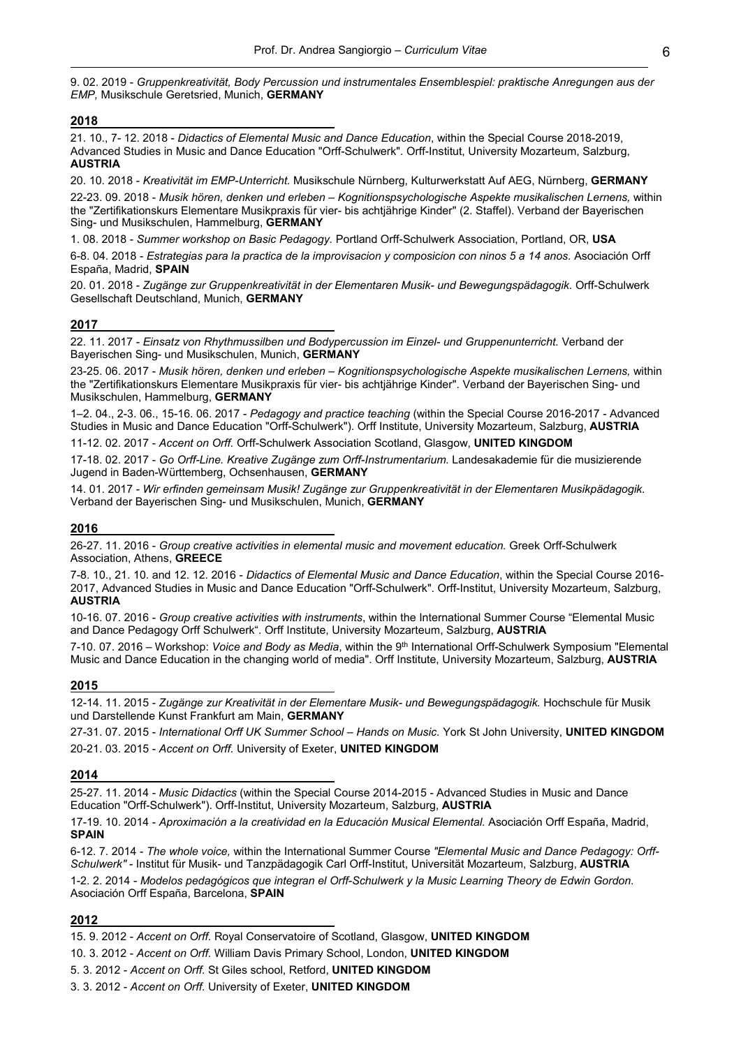9. 02. 2019 - *Gruppenkreativität, Body Percussion und instrumentales Ensemblespiel: praktische Anregungen aus der EMP,* Musikschule Geretsried, Munich, **GERMANY**

## 2018

21. 10., 7- 12. 2018 - *Didactics of Elemental Music and Dance Education*, within the Special Course 2018-2019, Advanced Studies in Music and Dance Education "Orff-Schulwerk". Orff-Institut, University Mozarteum, Salzburg, **AUSTRIA**

20. 10. 2018 - *Kreativität im EMP-Unterricht.* Musikschule Nürnberg, Kulturwerkstatt Auf AEG, Nürnberg, **GERMANY**

22-23. 09. 2018 - *Musik hören, denken und erleben – Kognitionspsychologische Aspekte musikalischen Lernens,* within the "Zertifikationskurs Elementare Musikpraxis für vier- bis achtjährige Kinder" (2. Staffel). Verband der Bayerischen Sing- und Musikschulen, Hammelburg, **GERMANY**

1. 08. 2018 - *Summer workshop on Basic Pedagogy.* Portland Orff-Schulwerk Association, Portland, OR, **USA**

6-8. 04. 2018 - *Estrategias para la practica de la improvisacion y composicion con ninos 5 a 14 anos.* Asociación Orff España, Madrid, **SPAIN**

20. 01. 2018 - *Zugänge zur Gruppenkreativität in der Elementaren Musik- und Bewegungspädagogik.* Orff-Schulwerk Gesellschaft Deutschland, Munich, **GERMANY**

## 2017

22. 11. 2017 - *Einsatz von Rhythmussilben und Bodypercussion im Einzel- und Gruppenunterricht.* Verband der Bayerischen Sing- und Musikschulen, Munich, **GERMANY**

23-25. 06. 2017 - *Musik hören, denken und erleben – Kognitionspsychologische Aspekte musikalischen Lernens,* within the "Zertifikationskurs Elementare Musikpraxis für vier- bis achtjährige Kinder". Verband der Bayerischen Sing- und Musikschulen, Hammelburg, **GERMANY**

1–2. 04., 2-3. 06., 15-16. 06. 2017 - *Pedagogy and practice teaching* (within the Special Course 2016-2017 - Advanced Studies in Music and Dance Education "Orff-Schulwerk"). Orff Institute, University Mozarteum, Salzburg, **AUSTRIA**

11-12. 02. 2017 - *Accent on Orff.* Orff-Schulwerk Association Scotland, Glasgow, **UNITED KINGDOM**

17-18. 02. 2017 - *Go Orff-Line. Kreative Zugänge zum Orff-Instrumentarium.* Landesakademie für die musizierende Jugend in Baden-Württemberg, Ochsenhausen, **GERMANY**

14. 01. 2017 - *Wir erfinden gemeinsam Musik! Zugänge zur Gruppenkreativität in der Elementaren Musikpädagogik.* Verband der Bayerischen Sing- und Musikschulen, Munich, **GERMANY**

## 2016

26-27. 11. 2016 - *Group creative activities in elemental music and movement education.* Greek Orff-Schulwerk Association, Athens, **GREECE**

7-8. 10., 21. 10. and 12. 12. 2016 - *Didactics of Elemental Music and Dance Education*, within the Special Course 2016-2017, Advanced Studies in Music and Dance Education "Orff-Schulwerk". Orff-Institut, University Mozarteum, Salzburg, **AUSTRIA**

10-16. 07. 2016 - *Group creative activities with instruments*, within the International Summer Course "Elemental Music and Dance Pedagogy Orff Schulwerk". Orff Institute, University Mozarteum, Salzburg, **AUSTRIA**

7-10. 07. 2016 – Workshop: *Voice and Body as Media*, within the 9th International Orff-Schulwerk Symposium "Elemental Music and Dance Education in the changing world of media". Orff Institute, University Mozarteum, Salzburg, **AUSTRIA**

## 2015

12-14. 11. 2015 - *Zugänge zur Kreativität in der Elementare Musik- und Bewegungspädagogik.* Hochschule für Musik und Darstellende Kunst Frankfurt am Main, **GERMANY**

27-31. 07. 2015 - *International Orff UK Summer School – Hands on Music.* York St John University, **UNITED KINGDOM**

20-21. 03. 2015 - *Accent on Orff.* University of Exeter, **UNITED KINGDOM**

## 2014

25-27. 11. 2014 - *Music Didactics* (within the Special Course 2014-2015 - Advanced Studies in Music and Dance Education "Orff-Schulwerk"). Orff-Institut, University Mozarteum, Salzburg, **AUSTRIA**

17-19. 10. 2014 - *Aproximación a la creatividad en la Educación Musical Elemental.* Asociación Orff España, Madrid, **SPAIN**

6-12. 7. 2014 - *The whole voice,* within the International Summer Course *"Elemental Music and Dance Pedagogy: Orff-Schulwerk"* - Institut für Musik- und Tanzpädagogik Carl Orff-Institut, Universität Mozarteum, Salzburg, **AUSTRIA**

1-2. 2. 2014 - *Modelos pedagógicos que integran el Orff-Schulwerk y la Music Learning Theory de Edwin Gordon.* Asociación Orff España, Barcelona, **SPAIN**

## 2012

15. 9. 2012 - *Accent on Orff.* Royal Conservatoire of Scotland, Glasgow, **UNITED KINGDOM**

10. 3. 2012 - *Accent on Orff.* William Davis Primary School, London, **UNITED KINGDOM**

5. 3. 2012 - *Accent on Orff.* St Giles school, Retford, **UNITED KINGDOM**

3. 3. 2012 - *Accent on Orff.* University of Exeter, **UNITED KINGDOM**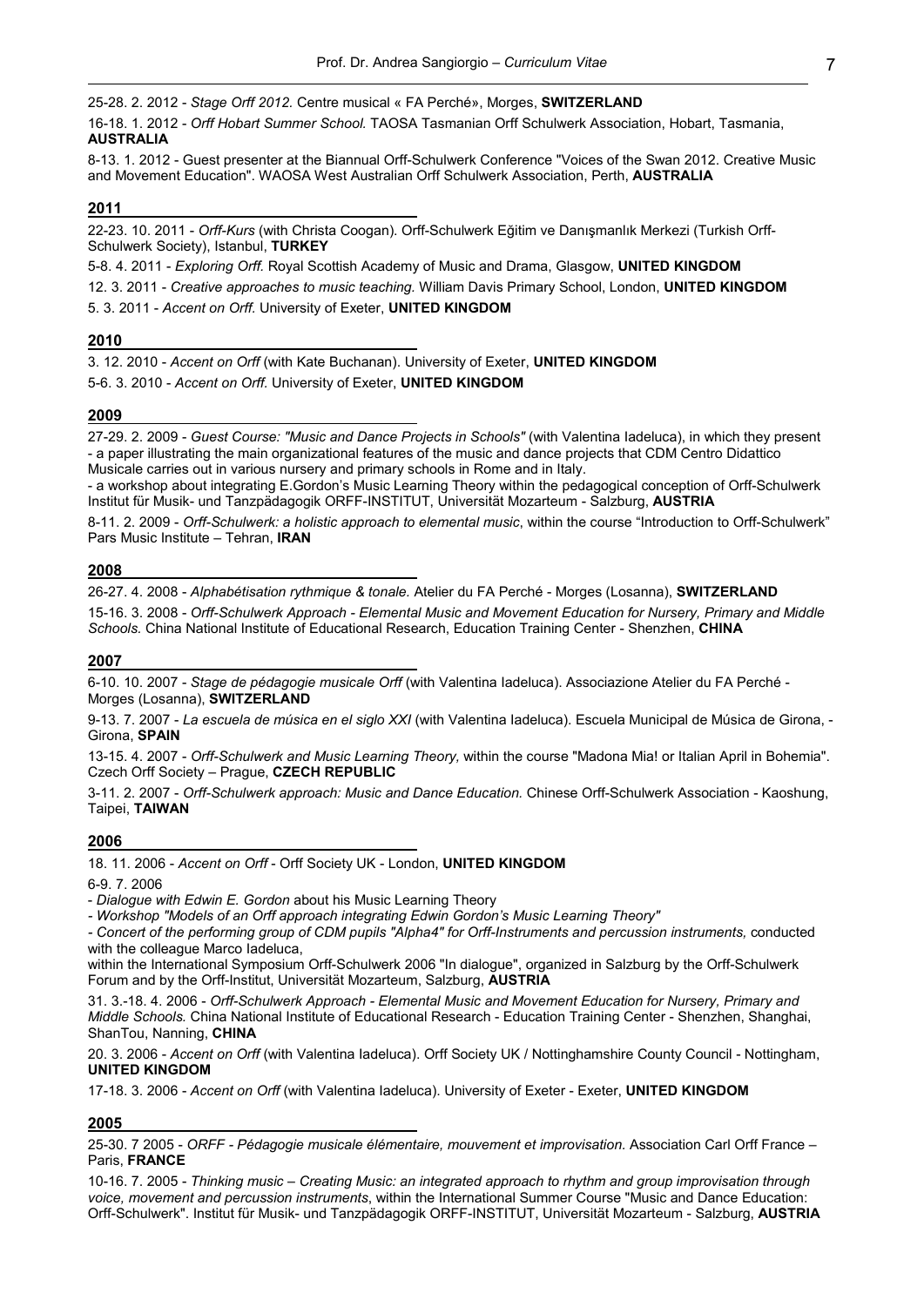25-28. 2. 2012 - *Stage Orff 2012.* Centre musical « FA Perché», Morges, **SWITZERLAND**

16-18. 1. 2012 - *Orff Hobart Summer School.* TAOSA Tasmanian Orff Schulwerk Association, Hobart, Tasmania, **AUSTRALIA**

8-13. 1. 2012 - Guest presenter at the Biannual Orff-Schulwerk Conference "Voices of the Swan 2012. Creative Music and Movement Education". WAOSA West Australian Orff Schulwerk Association, Perth, **AUSTRALIA**

## 2011

22-23. 10. 2011 - *Orff-Kurs* (with Christa Coogan). Orff-Schulwerk Eğitim ve Danışmanlık Merkezi (Turkish Orff-Schulwerk Society), Istanbul, **TURKEY**

5-8. 4. 2011 - *Exploring Orff.* Royal Scottish Academy of Music and Drama, Glasgow, **UNITED KINGDOM**

12. 3. 2011 - *Creative approaches to music teaching.* William Davis Primary School, London, **UNITED KINGDOM**

5. 3. 2011 - *Accent on Orff.* University of Exeter, **UNITED KINGDOM**

## 2010

3. 12. 2010 - *Accent on Orff* (with Kate Buchanan). University of Exeter, **UNITED KINGDOM**

5-6. 3. 2010 - *Accent on Orff.* University of Exeter, **UNITED KINGDOM**

## 2009

27-29. 2. 2009 - *Guest Course: "Music and Dance Projects in Schools"* (with Valentina Iadeluca), in which they present
- a paper illustrating the main organizational features of the music and dance projects that CDM Centro Didattico Musicale carries out in various nursery and primary schools in Rome and in Italy.
- a workshop about integrating E.Gordon's Music Learning Theory within the pedagogical conception of Orff-Schulwerk

Institut für Musik- und Tanzpädagogik ORFF-INSTITUT, Universität Mozarteum - Salzburg, **AUSTRIA**

8-11. 2. 2009 - *Orff-Schulwerk: a holistic approach to elemental music*, within the course "Introduction to Orff-Schulwerk" Pars Music Institute – Tehran, **IRAN**

## 2008

26-27. 4. 2008 - *Alphabétisation rythmique & tonale.* Atelier du FA Perché - Morges (Losanna), **SWITZERLAND**

15-16. 3. 2008 - *Orff-Schulwerk Approach - Elemental Music and Movement Education for Nursery, Primary and Middle Schools.* China National Institute of Educational Research, Education Training Center - Shenzhen, **CHINA**

## 2007

6-10. 10. 2007 - *Stage de pédagogie musicale Orff* (with Valentina Iadeluca). Associazione Atelier du FA Perché - Morges (Losanna), **SWITZERLAND**

9-13. 7. 2007 - *La escuela de música en el siglo XXI* (with Valentina Iadeluca). Escuela Municipal de Música de Girona, - Girona, **SPAIN**

13-15. 4. 2007 - *Orff-Schulwerk and Music Learning Theory,* within the course "Madona Mia! or Italian April in Bohemia". Czech Orff Society – Prague, **CZECH REPUBLIC**

3-11. 2. 2007 - *Orff-Schulwerk approach: Music and Dance Education.* Chinese Orff-Schulwerk Association - Kaoshung, Taipei, **TAIWAN**

## 2006

18. 11. 2006 - *Accent on Orff* - Orff Society UK - London, **UNITED KINGDOM**

6-9. 7. 2006
- *Dialogue with Edwin E. Gordon* about his Music Learning Theory
- *Workshop "Models of an Orff approach integrating Edwin Gordon's Music Learning Theory"*
- *Concert of the performing group of CDM pupils "Alpha4" for Orff-Instruments and percussion instruments,* conducted with the colleague Marco Iadeluca,

within the International Symposium Orff-Schulwerk 2006 "In dialogue", organized in Salzburg by the Orff-Schulwerk Forum and by the Orff-Institut, Universität Mozarteum, Salzburg, **AUSTRIA**

31. 3.-18. 4. 2006 - *Orff-Schulwerk Approach - Elemental Music and Movement Education for Nursery, Primary and Middle Schools.* China National Institute of Educational Research - Education Training Center - Shenzhen, Shanghai, ShanTou, Nanning, **CHINA**

20. 3. 2006 - *Accent on Orff* (with Valentina Iadeluca). Orff Society UK / Nottinghamshire County Council - Nottingham, **UNITED KINGDOM**

17-18. 3. 2006 - *Accent on Orff* (with Valentina Iadeluca). University of Exeter - Exeter, **UNITED KINGDOM**

## 2005

25-30. 7 2005 - *ORFF - Pédagogie musicale élémentaire, mouvement et improvisation.* Association Carl Orff France – Paris, **FRANCE**

10-16. 7. 2005 - *Thinking music – Creating Music: an integrated approach to rhythm and group improvisation through voice, movement and percussion instruments*, within the International Summer Course "Music and Dance Education: Orff-Schulwerk". Institut für Musik- und Tanzpädagogik ORFF-INSTITUT, Universität Mozarteum - Salzburg, **AUSTRIA**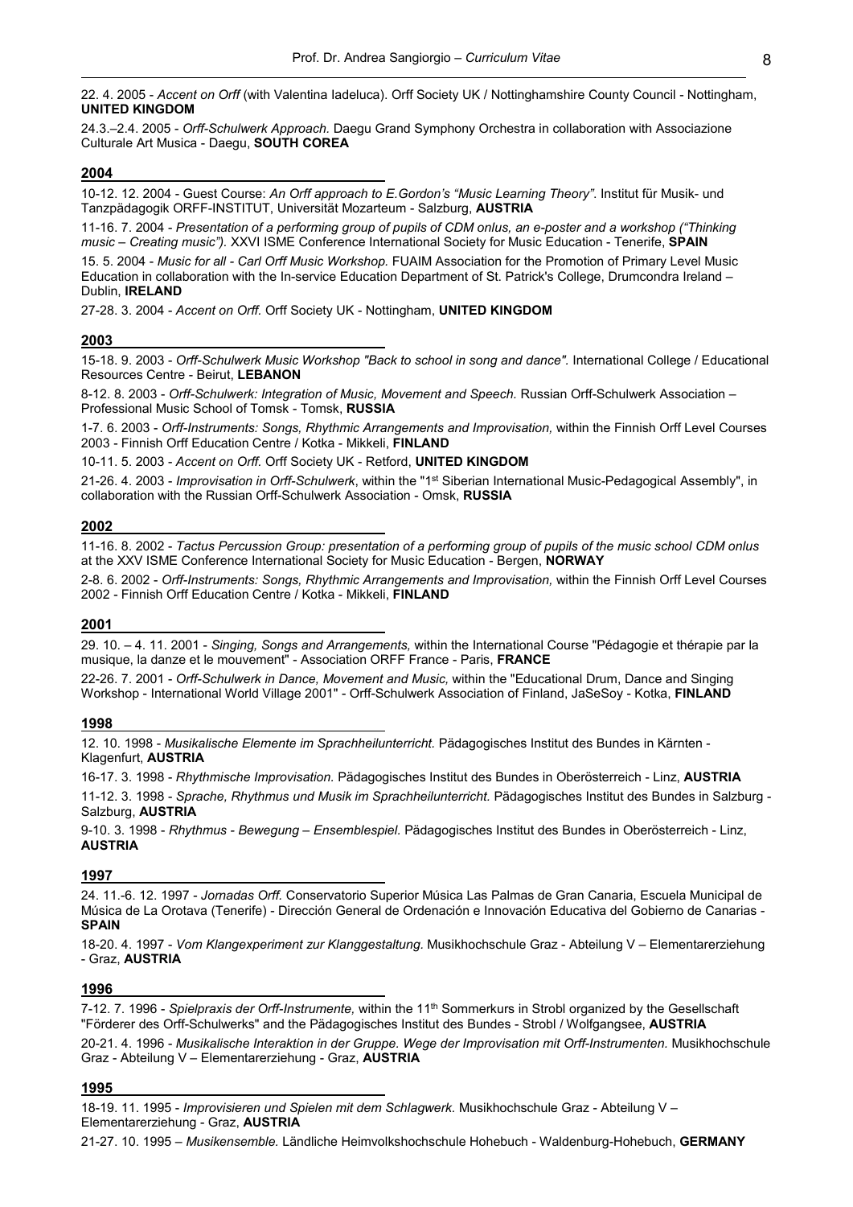22. 4. 2005 - *Accent on Orff* (with Valentina Iadeluca). Orff Society UK / Nottinghamshire County Council - Nottingham, **UNITED KINGDOM**

24.3.–2.4. 2005 - *Orff-Schulwerk Approach.* Daegu Grand Symphony Orchestra in collaboration with Associazione Culturale Art Musica - Daegu, **SOUTH COREA**

## 2004

10-12. 12. 2004 - Guest Course: *An Orff approach to E.Gordon's "Music Learning Theory".* Institut für Musik- und Tanzpädagogik ORFF-INSTITUT, Universität Mozarteum - Salzburg, **AUSTRIA**

11-16. 7. 2004 - *Presentation of a performing group of pupils of CDM onlus, an e-poster and a workshop ("Thinking music – Creating music").* XXVI ISME Conference International Society for Music Education - Tenerife, **SPAIN**

15. 5. 2004 - *Music for all - Carl Orff Music Workshop.* FUAIM Association for the Promotion of Primary Level Music Education in collaboration with the In-service Education Department of St. Patrick's College, Drumcondra Ireland – Dublin, **IRELAND**

27-28. 3. 2004 - *Accent on Orff.* Orff Society UK - Nottingham, **UNITED KINGDOM**

## 2003

15-18. 9. 2003 - *Orff-Schulwerk Music Workshop "Back to school in song and dance".* International College / Educational Resources Centre - Beirut, **LEBANON**

8-12. 8. 2003 - *Orff-Schulwerk: Integration of Music, Movement and Speech.* Russian Orff-Schulwerk Association – Professional Music School of Tomsk - Tomsk, **RUSSIA**

1-7. 6. 2003 - *Orff-Instruments: Songs, Rhythmic Arrangements and Improvisation,* within the Finnish Orff Level Courses 2003 - Finnish Orff Education Centre / Kotka - Mikkeli, **FINLAND**

10-11. 5. 2003 - *Accent on Orff.* Orff Society UK - Retford, **UNITED KINGDOM**

21-26. 4. 2003 - *Improvisation in Orff-Schulwerk*, within the "1st Siberian International Music-Pedagogical Assembly", in collaboration with the Russian Orff-Schulwerk Association - Omsk, **RUSSIA**

## 2002

11-16. 8. 2002 - *Tactus Percussion Group: presentation of a performing group of pupils of the music school CDM onlus* at the XXV ISME Conference International Society for Music Education - Bergen, **NORWAY**

2-8. 6. 2002 - *Orff-Instruments: Songs, Rhythmic Arrangements and Improvisation,* within the Finnish Orff Level Courses 2002 - Finnish Orff Education Centre / Kotka - Mikkeli, **FINLAND**

## 2001

29. 10. – 4. 11. 2001 - *Singing, Songs and Arrangements,* within the International Course "Pédagogie et thérapie par la musique, la danze et le mouvement" - Association ORFF France - Paris, **FRANCE**

22-26. 7. 2001 - *Orff-Schulwerk in Dance, Movement and Music,* within the "Educational Drum, Dance and Singing Workshop - International World Village 2001" - Orff-Schulwerk Association of Finland, JaSeSoy - Kotka, **FINLAND**

## 1998

12. 10. 1998 - *Musikalische Elemente im Sprachheilunterricht.* Pädagogisches Institut des Bundes in Kärnten - Klagenfurt, **AUSTRIA**

16-17. 3. 1998 - *Rhythmische Improvisation.* Pädagogisches Institut des Bundes in Oberösterreich - Linz, **AUSTRIA**

11-12. 3. 1998 - *Sprache, Rhythmus und Musik im Sprachheilunterricht.* Pädagogisches Institut des Bundes in Salzburg - Salzburg, **AUSTRIA**

9-10. 3. 1998 - *Rhythmus - Bewegung – Ensemblespiel.* Pädagogisches Institut des Bundes in Oberösterreich - Linz, **AUSTRIA**

## 1997

24. 11.-6. 12. 1997 - *Jornadas Orff.* Conservatorio Superior Música Las Palmas de Gran Canaria, Escuela Municipal de Música de La Orotava (Tenerife) - Dirección General de Ordenación e Innovación Educativa del Gobierno de Canarias - **SPAIN**

18-20. 4. 1997 - *Vom Klangexperiment zur Klanggestaltung.* Musikhochschule Graz - Abteilung V – Elementarerziehung - Graz, **AUSTRIA**

## 1996

7-12. 7. 1996 - *Spielpraxis der Orff-Instrumente,* within the 11th Sommerkurs in Strobl organized by the Gesellschaft "Förderer des Orff-Schulwerks" and the Pädagogisches Institut des Bundes - Strobl / Wolfgangsee, **AUSTRIA**

20-21. 4. 1996 - *Musikalische Interaktion in der Gruppe. Wege der Improvisation mit Orff-Instrumenten.* Musikhochschule Graz - Abteilung V – Elementarerziehung - Graz, **AUSTRIA**

## 1995

18-19. 11. 1995 - *Improvisieren und Spielen mit dem Schlagwerk.* Musikhochschule Graz - Abteilung V – Elementarerziehung - Graz, **AUSTRIA**

21-27. 10. 1995 – *Musikensemble.* Ländliche Heimvolkshochschule Hohebuch - Waldenburg-Hohebuch, **GERMANY**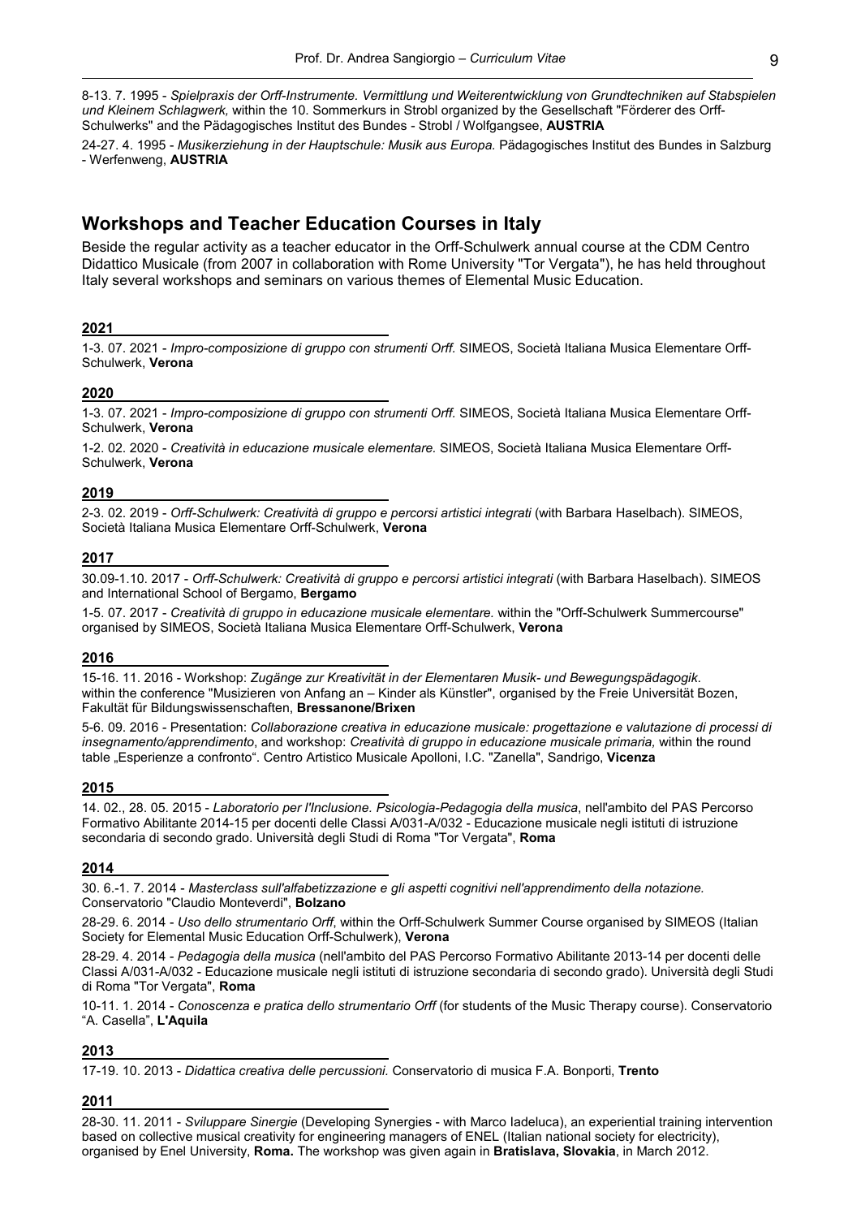8-13. 7. 1995 - *Spielpraxis der Orff-Instrumente. Vermittlung und Weiterentwicklung von Grundtechniken auf Stabspielen und Kleinem Schlagwerk,* within the 10. Sommerkurs in Strobl organized by the Gesellschaft "Förderer des Orff-Schulwerks" and the Pädagogisches Institut des Bundes - Strobl / Wolfgangsee, **AUSTRIA**

24-27. 4. 1995 - *Musikerziehung in der Hauptschule: Musik aus Europa.* Pädagogisches Institut des Bundes in Salzburg - Werfenweng, **AUSTRIA**

## Workshops and Teacher Education Courses in Italy

Beside the regular activity as a teacher educator in the Orff-Schulwerk annual course at the CDM Centro Didattico Musicale (from 2007 in collaboration with Rome University "Tor Vergata"), he has held throughout Italy several workshops and seminars on various themes of Elemental Music Education.

### 2021

1-3. 07. 2021 - *Impro-composizione di gruppo con strumenti Orff.* SIMEOS, Società Italiana Musica Elementare Orff-Schulwerk, **Verona**

### 2020

1-3. 07. 2021 - *Impro-composizione di gruppo con strumenti Orff.* SIMEOS, Società Italiana Musica Elementare Orff-Schulwerk, **Verona**

1-2. 02. 2020 - *Creatività in educazione musicale elementare.* SIMEOS, Società Italiana Musica Elementare Orff-Schulwerk, **Verona**

### 2019

2-3. 02. 2019 - *Orff-Schulwerk: Creatività di gruppo e percorsi artistici integrati* (with Barbara Haselbach). SIMEOS, Società Italiana Musica Elementare Orff-Schulwerk, **Verona**

### 2017

30.09-1.10. 2017 - *Orff-Schulwerk: Creatività di gruppo e percorsi artistici integrati* (with Barbara Haselbach). SIMEOS and International School of Bergamo, **Bergamo**

1-5. 07. 2017 - *Creatività di gruppo in educazione musicale elementare.* within the "Orff-Schulwerk Summercourse" organised by SIMEOS, Società Italiana Musica Elementare Orff-Schulwerk, **Verona**

### 2016

15-16. 11. 2016 - Workshop: *Zugänge zur Kreativität in der Elementaren Musik- und Bewegungspädagogik*. within the conference "Musizieren von Anfang an – Kinder als Künstler", organised by the Freie Universität Bozen, Fakultät für Bildungswissenschaften, **Bressanone/Brixen**

5-6. 09. 2016 - Presentation: *Collaborazione creativa in educazione musicale: progettazione e valutazione di processi di insegnamento/apprendimento*, and workshop: *Creatività di gruppo in educazione musicale primaria,* within the round table „Esperienze a confronto". Centro Artistico Musicale Apolloni, I.C. "Zanella", Sandrigo, **Vicenza**

### 2015

14. 02., 28. 05. 2015 - *Laboratorio per l'Inclusione. Psicologia-Pedagogia della musica*, nell'ambito del PAS Percorso Formativo Abilitante 2014-15 per docenti delle Classi A/031-A/032 - Educazione musicale negli istituti di istruzione secondaria di secondo grado. Università degli Studi di Roma "Tor Vergata", **Roma**

### 2014

30. 6.-1. 7. 2014 - *Masterclass sull'alfabetizzazione e gli aspetti cognitivi nell'apprendimento della notazione.* Conservatorio "Claudio Monteverdi", **Bolzano**

28-29. 6. 2014 - *Uso dello strumentario Orff*, within the Orff-Schulwerk Summer Course organised by SIMEOS (Italian Society for Elemental Music Education Orff-Schulwerk), **Verona**

28-29. 4. 2014 - *Pedagogia della musica* (nell'ambito del PAS Percorso Formativo Abilitante 2013-14 per docenti delle Classi A/031-A/032 - Educazione musicale negli istituti di istruzione secondaria di secondo grado). Università degli Studi di Roma "Tor Vergata", **Roma**

10-11. 1. 2014 - *Conoscenza e pratica dello strumentario Orff* (for students of the Music Therapy course). Conservatorio "A. Casella", **L'Aquila**

### 2013

17-19. 10. 2013 - *Didattica creativa delle percussioni.* Conservatorio di musica F.A. Bonporti, **Trento**

### 2011

28-30. 11. 2011 - *Sviluppare Sinergie* (Developing Synergies - with Marco Iadeluca), an experiential training intervention based on collective musical creativity for engineering managers of ENEL (Italian national society for electricity), organised by Enel University, **Roma.** The workshop was given again in **Bratislava, Slovakia**, in March 2012.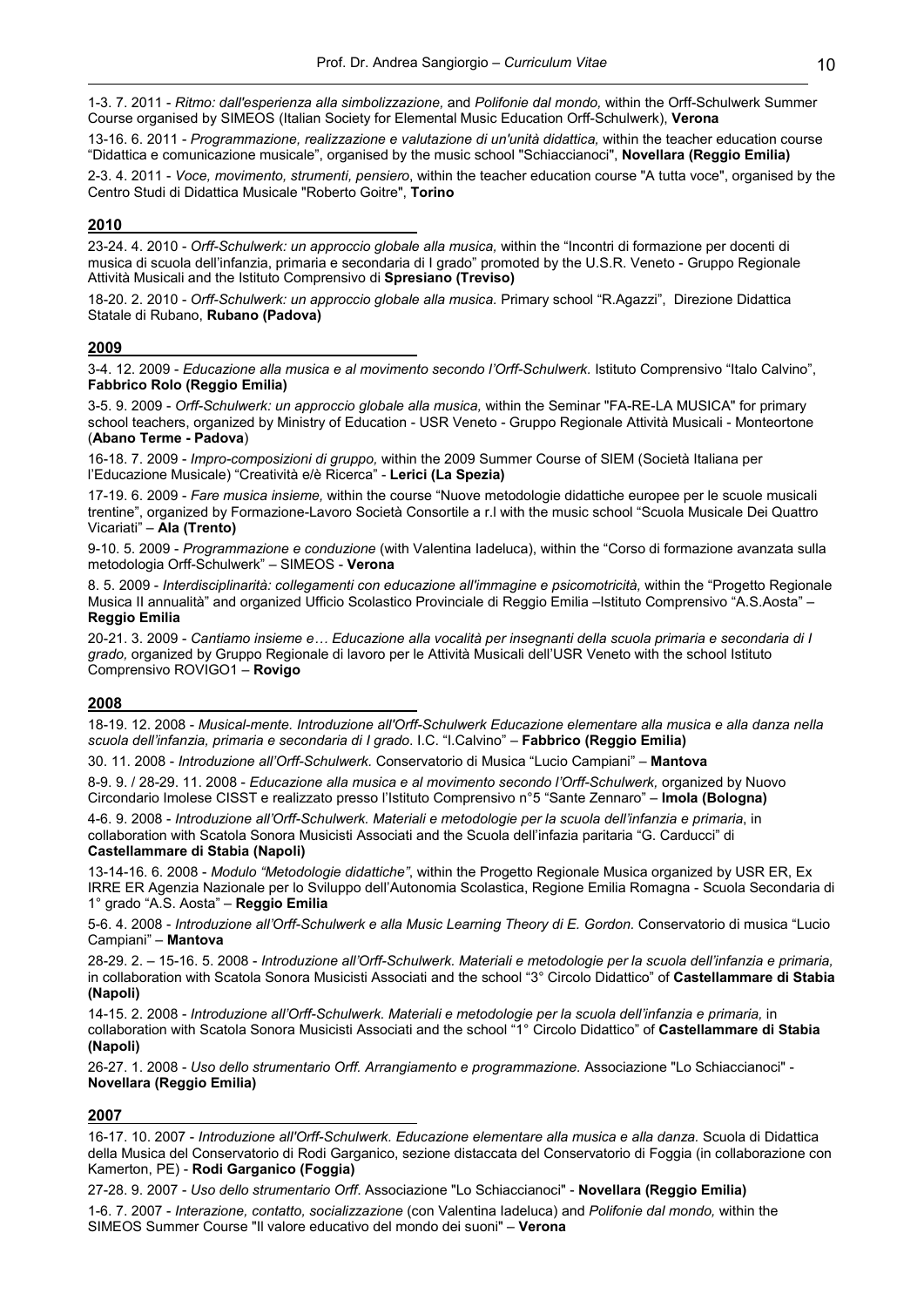1-3. 7. 2011 - *Ritmo: dall'esperienza alla simbolizzazione,* and *Polifonie dal mondo,* within the Orff-Schulwerk Summer Course organised by SIMEOS (Italian Society for Elemental Music Education Orff-Schulwerk), **Verona**

13-16. 6. 2011 - *Programmazione, realizzazione e valutazione di un'unità didattica,* within the teacher education course "Didattica e comunicazione musicale", organised by the music school "Schiaccianoci", **Novellara (Reggio Emilia)**

2-3. 4. 2011 - *Voce, movimento, strumenti, pensiero*, within the teacher education course "A tutta voce", organised by the Centro Studi di Didattica Musicale "Roberto Goitre", **Torino**

## 2010

23-24. 4. 2010 - *Orff-Schulwerk: un approccio globale alla musica,* within the "Incontri di formazione per docenti di musica di scuola dell'infanzia, primaria e secondaria di I grado" promoted by the U.S.R. Veneto - Gruppo Regionale Attività Musicali and the Istituto Comprensivo di **Spresiano (Treviso)**

18-20. 2. 2010 - *Orff-Schulwerk: un approccio globale alla musica.* Primary school "R.Agazzi", Direzione Didattica Statale di Rubano, **Rubano (Padova)**

## 2009

3-4. 12. 2009 - *Educazione alla musica e al movimento secondo l'Orff-Schulwerk.* Istituto Comprensivo "Italo Calvino", **Fabbrico Rolo (Reggio Emilia)**

3-5. 9. 2009 - *Orff-Schulwerk: un approccio globale alla musica,* within the Seminar "FA-RE-LA MUSICA" for primary school teachers, organized by Ministry of Education - USR Veneto - Gruppo Regionale Attività Musicali - Monteortone (**Abano Terme - Padova**)

16-18. 7. 2009 - *Impro-composizioni di gruppo,* within the 2009 Summer Course of SIEM (Società Italiana per l'Educazione Musicale) "Creatività e/è Ricerca" - **Lerici (La Spezia)**

17-19. 6. 2009 - *Fare musica insieme,* within the course "Nuove metodologie didattiche europee per le scuole musicali trentine", organized by Formazione-Lavoro Società Consortile a r.l with the music school "Scuola Musicale Dei Quattro Vicariati" – **Ala (Trento)**

9-10. 5. 2009 - *Programmazione e conduzione* (with Valentina Iadeluca), within the "Corso di formazione avanzata sulla metodologia Orff-Schulwerk" – SIMEOS - **Verona**

8. 5. 2009 - *Interdisciplinarità: collegamenti con educazione all'immagine e psicomotricità,* within the "Progetto Regionale Musica II annualità" and organized Ufficio Scolastico Provinciale di Reggio Emilia –Istituto Comprensivo "A.S.Aosta" – **Reggio Emilia**

20-21. 3. 2009 - *Cantiamo insieme e… Educazione alla vocalità per insegnanti della scuola primaria e secondaria di I grado,* organized by Gruppo Regionale di lavoro per le Attività Musicali dell'USR Veneto with the school Istituto Comprensivo ROVIGO1 – **Rovigo**

## 2008

18-19. 12. 2008 - *Musical-mente. Introduzione all'Orff-Schulwerk Educazione elementare alla musica e alla danza nella scuola dell'infanzia, primaria e secondaria di I grado*. I.C. "I.Calvino" – **Fabbrico (Reggio Emilia)**

30. 11. 2008 - *Introduzione all'Orff-Schulwerk.* Conservatorio di Musica "Lucio Campiani" – **Mantova**

8-9. 9. / 28-29. 11. 2008 - *Educazione alla musica e al movimento secondo l'Orff-Schulwerk,* organized by Nuovo Circondario Imolese CISST e realizzato presso l'Istituto Comprensivo n°5 "Sante Zennaro" – **Imola (Bologna)**

4-6. 9. 2008 - *Introduzione all'Orff-Schulwerk. Materiali e metodologie per la scuola dell'infanzia e primaria*, in collaboration with Scatola Sonora Musicisti Associati and the Scuola dell'infazia paritaria "G. Carducci" di **Castellammare di Stabia (Napoli)**

13-14-16. 6. 2008 - *Modulo "Metodologie didattiche"*, within the Progetto Regionale Musica organized by USR ER, Ex IRRE ER Agenzia Nazionale per lo Sviluppo dell'Autonomia Scolastica, Regione Emilia Romagna - Scuola Secondaria di 1° grado "A.S. Aosta" – **Reggio Emilia**

5-6. 4. 2008 - *Introduzione all'Orff-Schulwerk e alla Music Learning Theory di E. Gordon.* Conservatorio di musica "Lucio Campiani" – **Mantova**

28-29. 2. – 15-16. 5. 2008 - *Introduzione all'Orff-Schulwerk. Materiali e metodologie per la scuola dell'infanzia e primaria,* in collaboration with Scatola Sonora Musicisti Associati and the school "3° Circolo Didattico" of **Castellammare di Stabia (Napoli)**

14-15. 2. 2008 - *Introduzione all'Orff-Schulwerk. Materiali e metodologie per la scuola dell'infanzia e primaria,* in collaboration with Scatola Sonora Musicisti Associati and the school "1° Circolo Didattico" of **Castellammare di Stabia (Napoli)**

26-27. 1. 2008 - *Uso dello strumentario Orff. Arrangiamento e programmazione.* Associazione "Lo Schiaccianoci" - **Novellara (Reggio Emilia)**

## 2007

16-17. 10. 2007 - *Introduzione all'Orff-Schulwerk. Educazione elementare alla musica e alla danza.* Scuola di Didattica della Musica del Conservatorio di Rodi Garganico, sezione distaccata del Conservatorio di Foggia (in collaborazione con Kamerton, PE) - **Rodi Garganico (Foggia)**

27-28. 9. 2007 - *Uso dello strumentario Orff.* Associazione "Lo Schiaccianoci" - **Novellara (Reggio Emilia)**

1-6. 7. 2007 - *Interazione, contatto, socializzazione* (con Valentina Iadeluca) and *Polifonie dal mondo,* within the SIMEOS Summer Course "Il valore educativo del mondo dei suoni" – **Verona**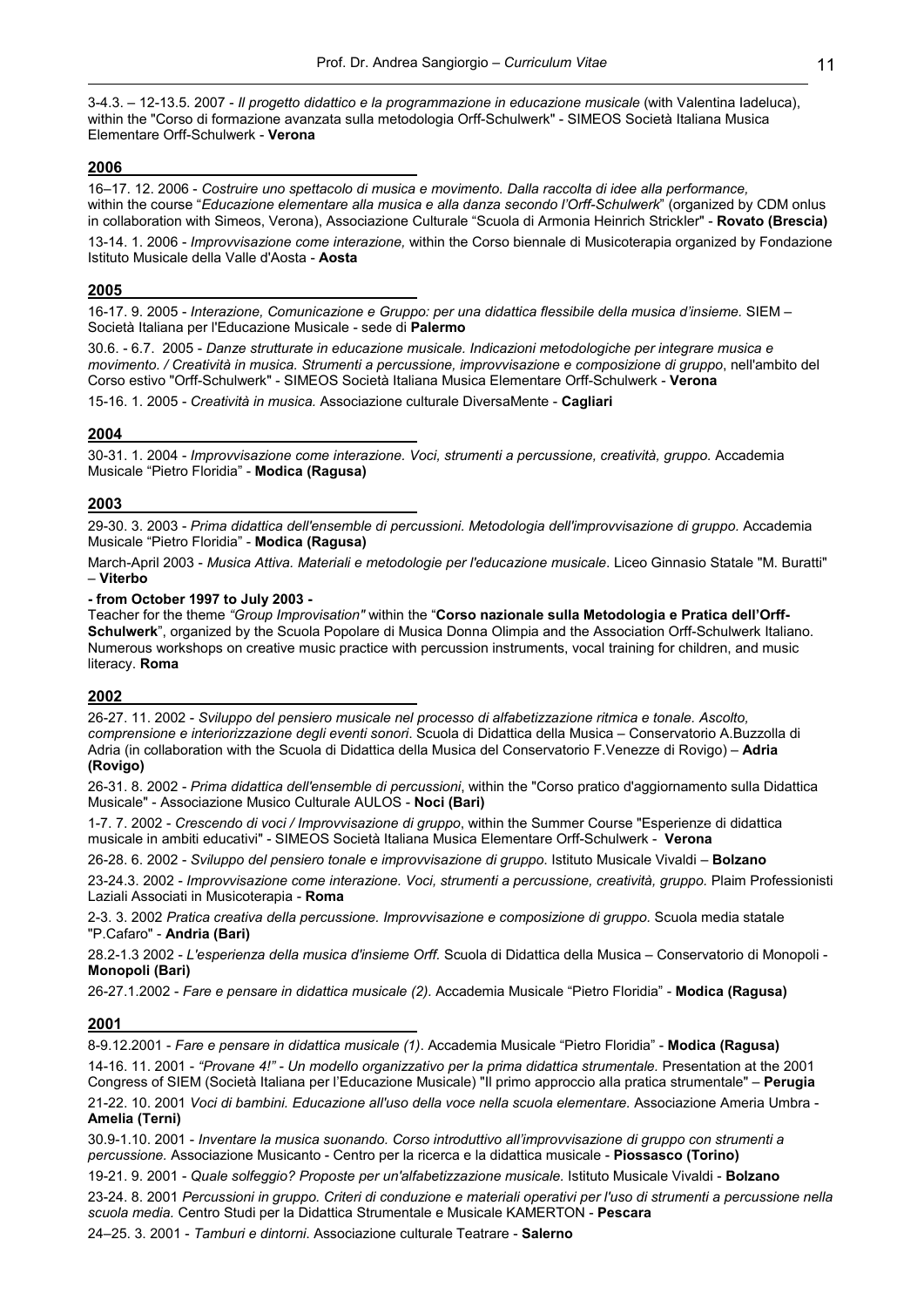3-4.3. – 12-13.5. 2007 - *Il progetto didattico e la programmazione in educazione musicale* (with Valentina Iadeluca), within the "Corso di formazione avanzata sulla metodologia Orff-Schulwerk" - SIMEOS Società Italiana Musica Elementare Orff-Schulwerk - **Verona**

## 2006

16–17. 12. 2006 - *Costruire uno spettacolo di musica e movimento. Dalla raccolta di idee alla performance,* within the course "*Educazione elementare alla musica e alla danza secondo l'Orff-Schulwerk*" (organized by CDM onlus in collaboration with Simeos, Verona), Associazione Culturale "Scuola di Armonia Heinrich Strickler" - **Rovato (Brescia)**

13-14. 1. 2006 - *Improvvisazione come interazione,* within the Corso biennale di Musicoterapia organized by Fondazione Istituto Musicale della Valle d'Aosta - **Aosta**

## 2005

16-17. 9. 2005 - *Interazione, Comunicazione e Gruppo: per una didattica flessibile della musica d'insieme.* SIEM – Società Italiana per l'Educazione Musicale - sede di **Palermo**

30.6. - 6.7. 2005 - *Danze strutturate in educazione musicale. Indicazioni metodologiche per integrare musica e movimento. / Creatività in musica. Strumenti a percussione, improvvisazione e composizione di gruppo*, nell'ambito del Corso estivo "Orff-Schulwerk" - SIMEOS Società Italiana Musica Elementare Orff-Schulwerk - **Verona**

15-16. 1. 2005 - *Creatività in musica.* Associazione culturale DiversaMente - **Cagliari**

## 2004

30-31. 1. 2004 - *Improvvisazione come interazione. Voci, strumenti a percussione, creatività, gruppo.* Accademia Musicale "Pietro Floridia" - **Modica (Ragusa)**

## 2003

29-30. 3. 2003 - *Prima didattica dell'ensemble di percussioni. Metodologia dell'improvvisazione di gruppo.* Accademia Musicale "Pietro Floridia" - **Modica (Ragusa)**

March-April 2003 - *Musica Attiva. Materiali e metodologie per l'educazione musicale*. Liceo Ginnasio Statale "M. Buratti" – **Viterbo**

**- from October 1997 to July 2003 -**
Teacher for the theme *"Group Improvisation"* within the "**Corso nazionale sulla Metodologia e Pratica dell'Orff-Schulwerk**", organized by the Scuola Popolare di Musica Donna Olimpia and the Association Orff-Schulwerk Italiano. Numerous workshops on creative music practice with percussion instruments, vocal training for children, and music literacy. **Roma**

## 2002

26-27. 11. 2002 - *Sviluppo del pensiero musicale nel processo di alfabetizzazione ritmica e tonale. Ascolto, comprensione e interiorizzazione degli eventi sonori*. Scuola di Didattica della Musica – Conservatorio A.Buzzolla di Adria (in collaboration with the Scuola di Didattica della Musica del Conservatorio F.Venezze di Rovigo) – **Adria (Rovigo)**

26-31. 8. 2002 - *Prima didattica dell'ensemble di percussioni*, within the "Corso pratico d'aggiornamento sulla Didattica Musicale" - Associazione Musico Culturale AULOS - **Noci (Bari)**

1-7. 7. 2002 - *Crescendo di voci / Improvvisazione di gruppo*, within the Summer Course "Esperienze di didattica musicale in ambiti educativi" - SIMEOS Società Italiana Musica Elementare Orff-Schulwerk - **Verona**

26-28. 6. 2002 - *Sviluppo del pensiero tonale e improvvisazione di gruppo*. Istituto Musicale Vivaldi – **Bolzano**

23-24.3. 2002 - *Improvvisazione come interazione. Voci, strumenti a percussione, creatività, gruppo.* Plaim Professionisti Laziali Associati in Musicoterapia - **Roma**

2-3. 3. 2002 *Pratica creativa della percussione. Improvvisazione e composizione di gruppo.* Scuola media statale "P.Cafaro" - **Andria (Bari)**

28.2-1.3 2002 - *L'esperienza della musica d'insieme Orff.* Scuola di Didattica della Musica – Conservatorio di Monopoli - **Monopoli (Bari)**

26-27.1.2002 - *Fare e pensare in didattica musicale (2).* Accademia Musicale "Pietro Floridia" - **Modica (Ragusa)**

## 2001

8-9.12.2001 - *Fare e pensare in didattica musicale (1)*. Accademia Musicale "Pietro Floridia" - **Modica (Ragusa)**

14-16. 11. 2001 - *"Provane 4!" - Un modello organizzativo per la prima didattica strumentale.* Presentation at the 2001 Congress of SIEM (Società Italiana per l'Educazione Musicale) "Il primo approccio alla pratica strumentale" – **Perugia**

21-22. 10. 2001 *Voci di bambini. Educazione all'uso della voce nella scuola elementare.* Associazione Ameria Umbra - **Amelia (Terni)**

30.9-1.10. 2001 - *Inventare la musica suonando. Corso introduttivo all'improvvisazione di gruppo con strumenti a percussione.* Associazione Musicanto - Centro per la ricerca e la didattica musicale - **Piossasco (Torino)**

19-21. 9. 2001 - *Quale solfeggio? Proposte per un'alfabetizzazione musicale.* Istituto Musicale Vivaldi - **Bolzano**

23-24. 8. 2001 *Percussioni in gruppo. Criteri di conduzione e materiali operativi per l'uso di strumenti a percussione nella scuola media.* Centro Studi per la Didattica Strumentale e Musicale KAMERTON - **Pescara**

24–25. 3. 2001 - *Tamburi e dintorni.* Associazione culturale Teatrare - **Salerno**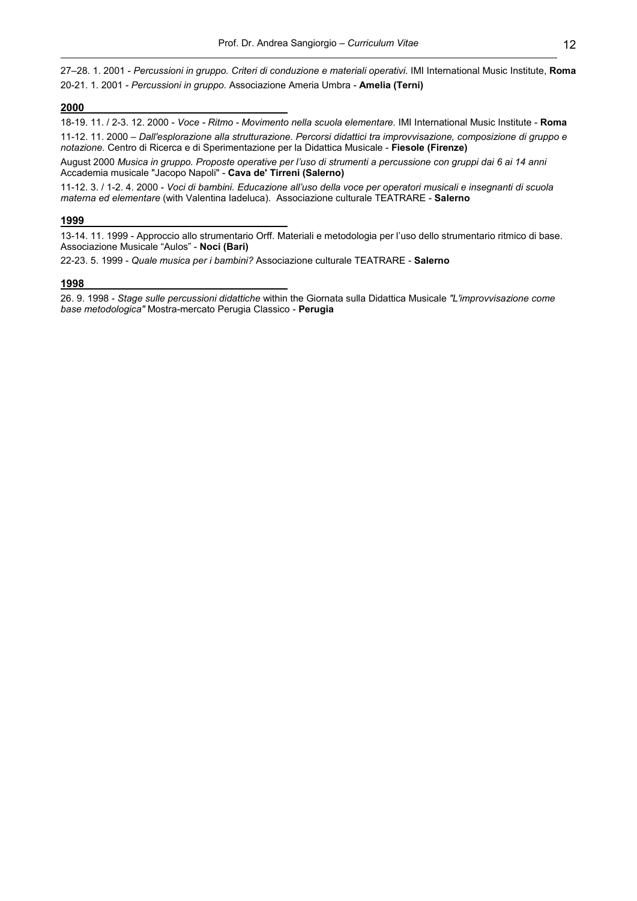27–28. 1. 2001 - *Percussioni in gruppo. Criteri di conduzione e materiali operativi.* IMI International Music Institute, **Roma**

20-21. 1. 2001 - *Percussioni in gruppo.* Associazione Ameria Umbra - **Amelia (Terni)**

## 2000

18-19. 11. / 2-3. 12. 2000 - *Voce - Ritmo - Movimento nella scuola elementare.* IMI International Music Institute - **Roma**

11-12. 11. 2000 – *Dall'esplorazione alla strutturazione. Percorsi didattici tra improvvisazione, composizione di gruppo e notazione.* Centro di Ricerca e di Sperimentazione per la Didattica Musicale - **Fiesole (Firenze)**

August 2000 *Musica in gruppo. Proposte operative per l'uso di strumenti a percussione con gruppi dai 6 ai 14 anni* Accademia musicale "Jacopo Napoli" - **Cava de' Tirreni (Salerno)**

11-12. 3. / 1-2. 4. 2000 - *Voci di bambini. Educazione all'uso della voce per operatori musicali e insegnanti di scuola materna ed elementare* (with Valentina Iadeluca). Associazione culturale TEATRARE - **Salerno**

## 1999

13-14. 11. 1999 - Approccio allo strumentario Orff. Materiali e metodologia per l'uso dello strumentario ritmico di base. Associazione Musicale "Aulos" - **Noci (Bari)**

22-23. 5. 1999 - *Quale musica per i bambini?* Associazione culturale TEATRARE - **Salerno**

## 1998

26. 9. 1998 - *Stage sulle percussioni didattiche* within the Giornata sulla Didattica Musicale *"L'improvvisazione come base metodologica"* Mostra-mercato Perugia Classico - **Perugia**